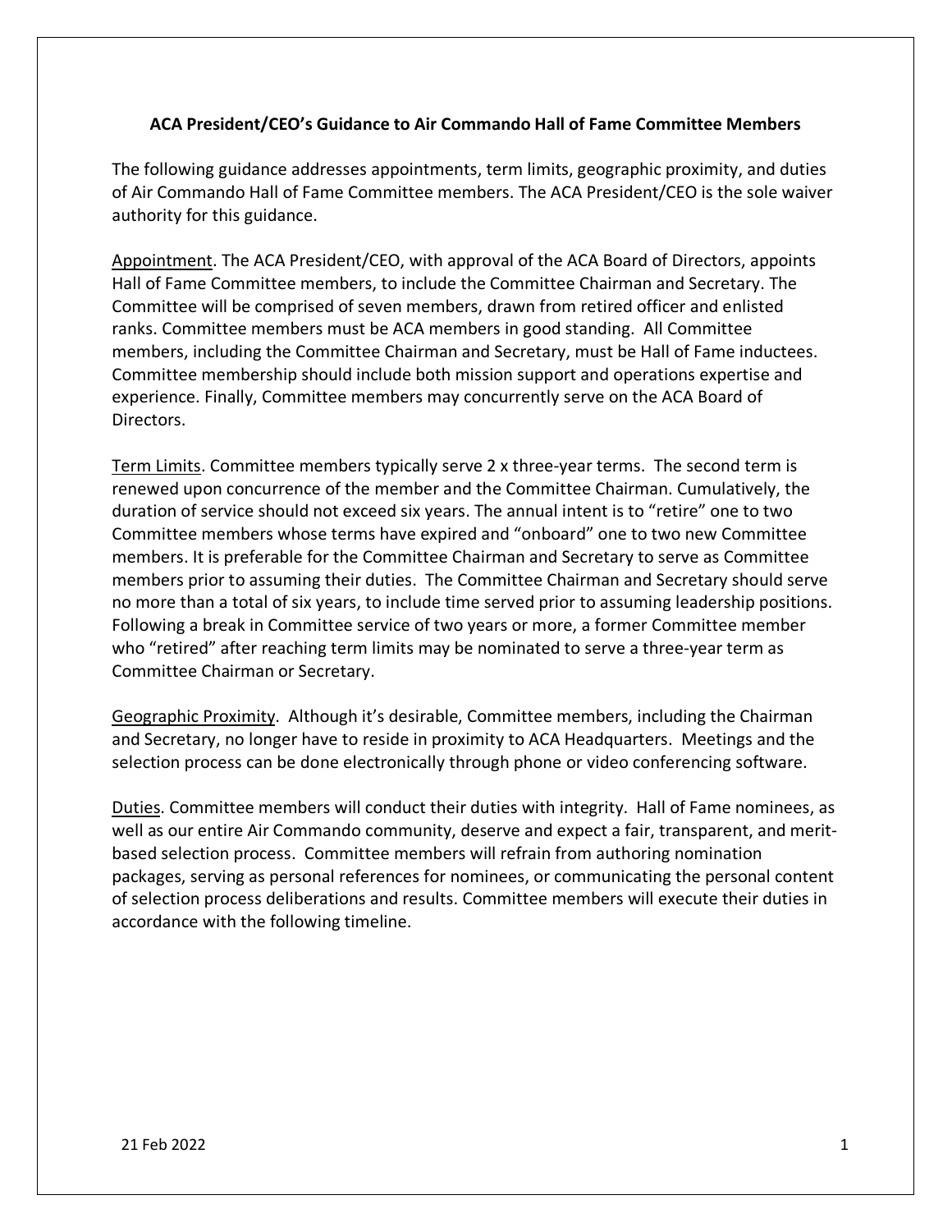**ACA President/CEO's Guidance to Air Commando Hall of Fame Committee Members**

The following guidance addresses appointments, term limits, geographic proximity, and duties of Air Commando Hall of Fame Committee members. The ACA President/CEO is the sole waiver authority for this guidance.

<u>Appointment</u>. The ACA President/CEO, with approval of the ACA Board of Directors, appoints Hall of Fame Committee members, to include the Committee Chairman and Secretary. The Committee will be comprised of seven members, drawn from retired officer and enlisted ranks. Committee members must be ACA members in good standing. All Committee members, including the Committee Chairman and Secretary, must be Hall of Fame inductees. Committee membership should include both mission support and operations expertise and experience. Finally, Committee members may concurrently serve on the ACA Board of Directors.

<u>Term Limits</u>. Committee members typically serve 2 x three-year terms. The second term is renewed upon concurrence of the member and the Committee Chairman. Cumulatively, the duration of service should not exceed six years. The annual intent is to "retire" one to two Committee members whose terms have expired and "onboard" one to two new Committee members. It is preferable for the Committee Chairman and Secretary to serve as Committee members prior to assuming their duties. The Committee Chairman and Secretary should serve no more than a total of six years, to include time served prior to assuming leadership positions. Following a break in Committee service of two years or more, a former Committee member who "retired" after reaching term limits may be nominated to serve a three-year term as Committee Chairman or Secretary.

<u>Geographic Proximity</u>. Although it's desirable, Committee members, including the Chairman and Secretary, no longer have to reside in proximity to ACA Headquarters. Meetings and the selection process can be done electronically through phone or video conferencing software.

<u>Duties</u>. Committee members will conduct their duties with integrity. Hall of Fame nominees, as well as our entire Air Commando community, deserve and expect a fair, transparent, and merit-based selection process. Committee members will refrain from authoring nomination packages, serving as personal references for nominees, or communicating the personal content of selection process deliberations and results. Committee members will execute their duties in accordance with the following timeline.

21 Feb 2022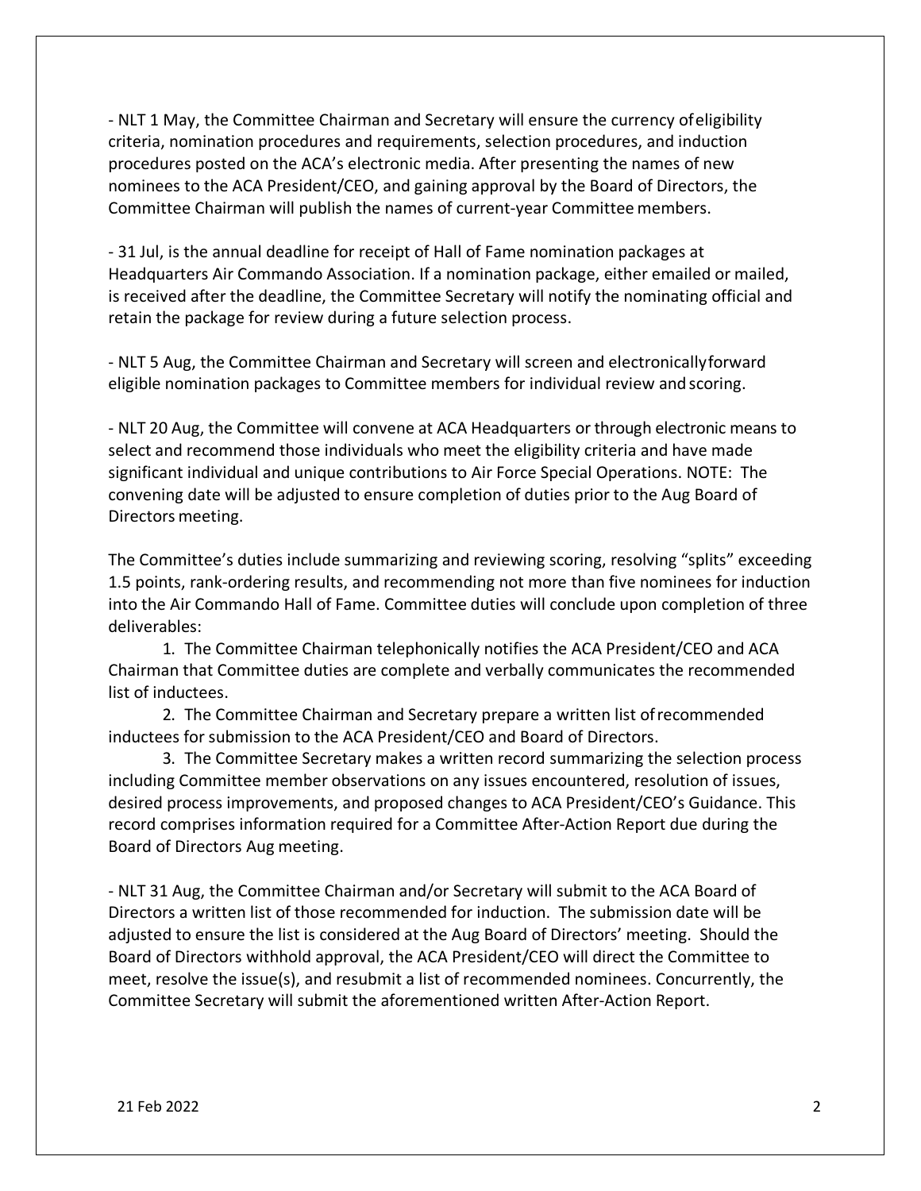- NLT 1 May, the Committee Chairman and Secretary will ensure the currency of eligibility criteria, nomination procedures and requirements, selection procedures, and induction procedures posted on the ACA's electronic media. After presenting the names of new nominees to the ACA President/CEO, and gaining approval by the Board of Directors, the Committee Chairman will publish the names of current-year Committee members.

- 31 Jul, is the annual deadline for receipt of Hall of Fame nomination packages at Headquarters Air Commando Association. If a nomination package, either emailed or mailed, is received after the deadline, the Committee Secretary will notify the nominating official and retain the package for review during a future selection process.

- NLT 5 Aug, the Committee Chairman and Secretary will screen and electronically forward eligible nomination packages to Committee members for individual review and scoring.

- NLT 20 Aug, the Committee will convene at ACA Headquarters or through electronic means to select and recommend those individuals who meet the eligibility criteria and have made significant individual and unique contributions to Air Force Special Operations. NOTE: The convening date will be adjusted to ensure completion of duties prior to the Aug Board of Directors meeting.

The Committee's duties include summarizing and reviewing scoring, resolving "splits" exceeding 1.5 points, rank-ordering results, and recommending not more than five nominees for induction into the Air Commando Hall of Fame. Committee duties will conclude upon completion of three deliverables:

1. The Committee Chairman telephonically notifies the ACA President/CEO and ACA Chairman that Committee duties are complete and verbally communicates the recommended list of inductees.
2. The Committee Chairman and Secretary prepare a written list of recommended inductees for submission to the ACA President/CEO and Board of Directors.
3. The Committee Secretary makes a written record summarizing the selection process including Committee member observations on any issues encountered, resolution of issues, desired process improvements, and proposed changes to ACA President/CEO's Guidance. This record comprises information required for a Committee After-Action Report due during the Board of Directors Aug meeting.

- NLT 31 Aug, the Committee Chairman and/or Secretary will submit to the ACA Board of Directors a written list of those recommended for induction. The submission date will be adjusted to ensure the list is considered at the Aug Board of Directors' meeting. Should the Board of Directors withhold approval, the ACA President/CEO will direct the Committee to meet, resolve the issue(s), and resubmit a list of recommended nominees. Concurrently, the Committee Secretary will submit the aforementioned written After-Action Report.

21 Feb 2022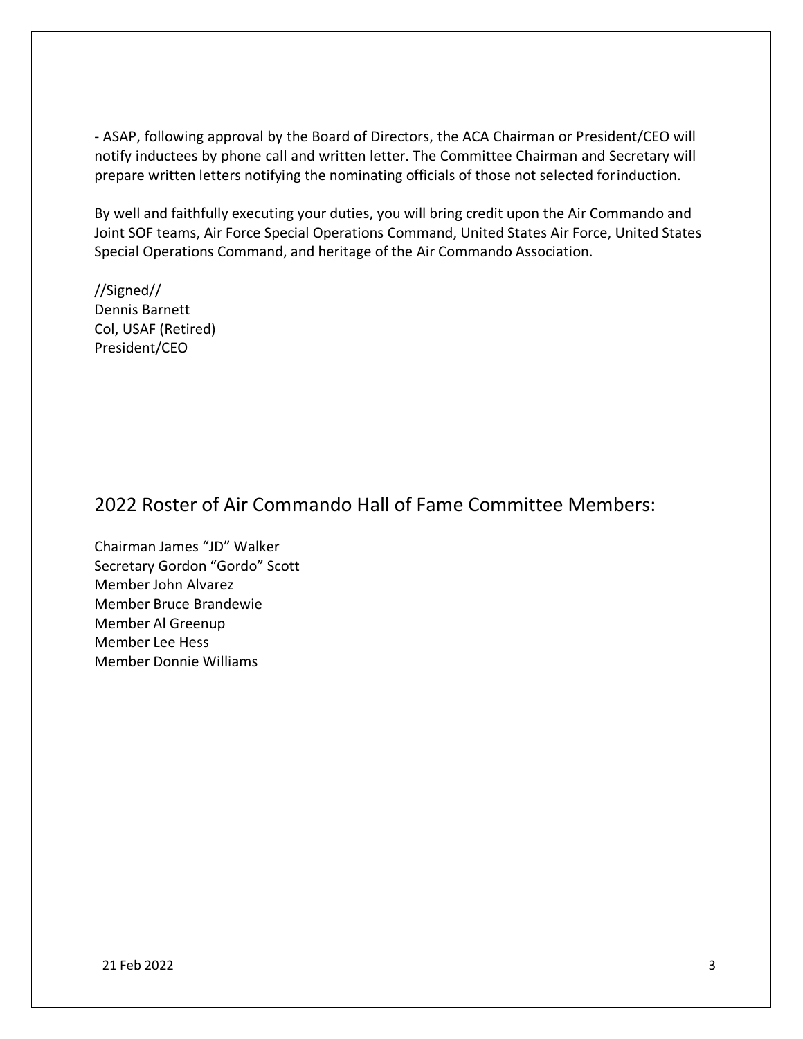- ASAP, following approval by the Board of Directors, the ACA Chairman or President/CEO will notify inductees by phone call and written letter. The Committee Chairman and Secretary will prepare written letters notifying the nominating officials of those not selected for induction.

By well and faithfully executing your duties, you will bring credit upon the Air Commando and Joint SOF teams, Air Force Special Operations Command, United States Air Force, United States Special Operations Command, and heritage of the Air Commando Association.

//Signed//
Dennis Barnett
Col, USAF (Retired)
President/CEO

## 2022 Roster of Air Commando Hall of Fame Committee Members:

Chairman James "JD" Walker
Secretary Gordon "Gordo" Scott
Member John Alvarez
Member Bruce Brandewie
Member Al Greenup
Member Lee Hess
Member Donnie Williams